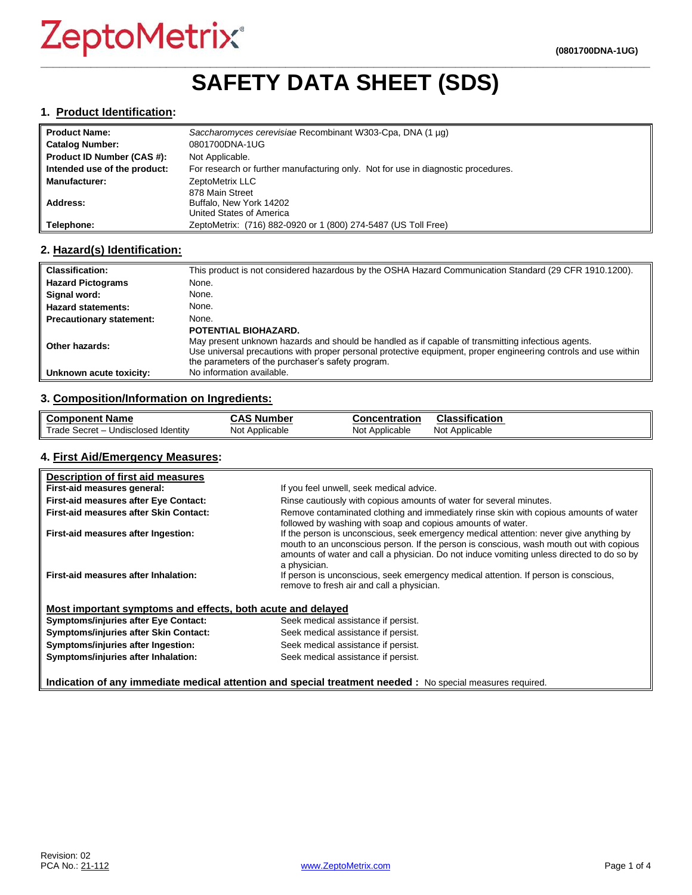ZeptoMetrix®

(0801700DNA-1UG)

# SAFETY DATA SHEET (SDS)

## 1. Product Identification:

| | |
|---|---|
| **Product Name:** | *Saccharomyces cerevisiae* Recombinant W303-Cpa, DNA (1 µg) |
| **Catalog Number:** | 0801700DNA-1UG |
| **Product ID Number (CAS #):** | Not Applicable. |
| **Intended use of the product:** | For research or further manufacturing only. Not for use in diagnostic procedures. |
| **Manufacturer:** | ZeptoMetrix LLC |
| **Address:** | 878 Main Street<br>Buffalo, New York 14202<br>United States of America |
| **Telephone:** | ZeptoMetrix: (716) 882-0920 or 1 (800) 274-5487 (US Toll Free) |

## 2. Hazard(s) Identification:

| | |
|---|---|
| **Classification:** | This product is not considered hazardous by the OSHA Hazard Communication Standard (29 CFR 1910.1200). |
| **Hazard Pictograms** | None. |
| **Signal word:** | None. |
| **Hazard statements:** | None. |
| **Precautionary statement:** | None. |
| **Other hazards:** | **POTENTIAL BIOHAZARD.**<br>May present unknown hazards and should be handled as if capable of transmitting infectious agents.<br>Use universal precautions with proper personal protective equipment, proper engineering controls and use within the parameters of the purchaser's safety program. |
| **Unknown acute toxicity:** | No information available. |

## 3. Composition/Information on Ingredients:

| Component Name | CAS Number | Concentration | Classification |
|---|---|---|---|
| Trade Secret – Undisclosed Identity | Not Applicable | Not Applicable | Not Applicable |

## 4. First Aid/Emergency Measures:

**Description of first aid measures**

| | |
|---|---|
| **First-aid measures general:** | If you feel unwell, seek medical advice. |
| **First-aid measures after Eye Contact:** | Rinse cautiously with copious amounts of water for several minutes. |
| **First-aid measures after Skin Contact:** | Remove contaminated clothing and immediately rinse skin with copious amounts of water followed by washing with soap and copious amounts of water. |
| **First-aid measures after Ingestion:** | If the person is unconscious, seek emergency medical attention: never give anything by mouth to an unconscious person. If the person is conscious, wash mouth out with copious amounts of water and call a physician. Do not induce vomiting unless directed to do so by a physician. |
| **First-aid measures after Inhalation:** | If person is unconscious, seek emergency medical attention. If person is conscious, remove to fresh air and call a physician. |

**Most important symptoms and effects, both acute and delayed**

| | |
|---|---|
| **Symptoms/injuries after Eye Contact:** | Seek medical assistance if persist. |
| **Symptoms/injuries after Skin Contact:** | Seek medical assistance if persist. |
| **Symptoms/injuries after Ingestion:** | Seek medical assistance if persist. |
| **Symptoms/injuries after Inhalation:** | Seek medical assistance if persist. |

**Indication of any immediate medical attention and special treatment needed :** No special measures required.

Revision: 02
PCA No.: 21-112

www.ZeptoMetrix.com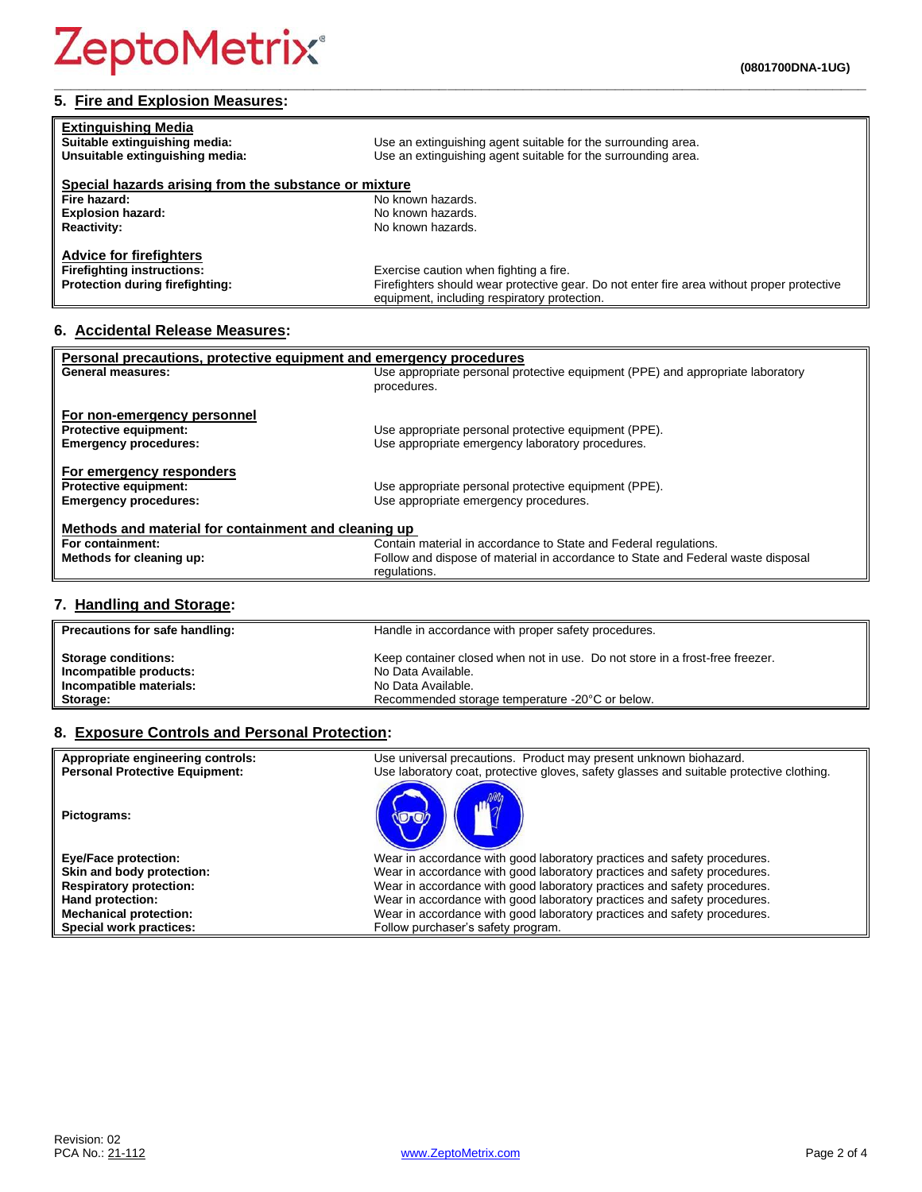## 5. Fire and Explosion Measures:

| | |
|---|---|
| **Extinguishing Media** | |
| **Suitable extinguishing media:** | Use an extinguishing agent suitable for the surrounding area. |
| **Unsuitable extinguishing media:** | Use an extinguishing agent suitable for the surrounding area. |
| **Special hazards arising from the substance or mixture** | |
| **Fire hazard:** | No known hazards. |
| **Explosion hazard:** | No known hazards. |
| **Reactivity:** | No known hazards. |
| **Advice for firefighters** | |
| **Firefighting instructions:** | Exercise caution when fighting a fire. |
| **Protection during firefighting:** | Firefighters should wear protective gear. Do not enter fire area without proper protective equipment, including respiratory protection. |

## 6. Accidental Release Measures:

| | |
|---|---|
| **Personal precautions, protective equipment and emergency procedures** | |
| **General measures:** | Use appropriate personal protective equipment (PPE) and appropriate laboratory procedures. |
| **For non-emergency personnel** | |
| **Protective equipment:** | Use appropriate personal protective equipment (PPE). |
| **Emergency procedures:** | Use appropriate emergency laboratory procedures. |
| **For emergency responders** | |
| **Protective equipment:** | Use appropriate personal protective equipment (PPE). |
| **Emergency procedures:** | Use appropriate emergency procedures. |
| **Methods and material for containment and cleaning up** | |
| **For containment:** | Contain material in accordance to State and Federal regulations. |
| **Methods for cleaning up:** | Follow and dispose of material in accordance to State and Federal waste disposal regulations. |

## 7. Handling and Storage:

| | |
|---|---|
| **Precautions for safe handling:** | Handle in accordance with proper safety procedures. |
| **Storage conditions:** | Keep container closed when not in use. Do not store in a frost-free freezer. |
| **Incompatible products:** | No Data Available. |
| **Incompatible materials:** | No Data Available. |
| **Storage:** | Recommended storage temperature -20°C or below. |

## 8. Exposure Controls and Personal Protection:

| | |
|---|---|
| **Appropriate engineering controls:** | Use universal precautions. Product may present unknown biohazard. |
| **Personal Protective Equipment:** | Use laboratory coat, protective gloves, safety glasses and suitable protective clothing. |
| **Pictograms:** | |
| **Eye/Face protection:** | Wear in accordance with good laboratory practices and safety procedures. |
| **Skin and body protection:** | Wear in accordance with good laboratory practices and safety procedures. |
| **Respiratory protection:** | Wear in accordance with good laboratory practices and safety procedures. |
| **Hand protection:** | Wear in accordance with good laboratory practices and safety procedures. |
| **Mechanical protection:** | Wear in accordance with good laboratory practices and safety procedures. |
| **Special work practices:** | Follow purchaser's safety program. |

Revision: 02
PCA No.: 21-112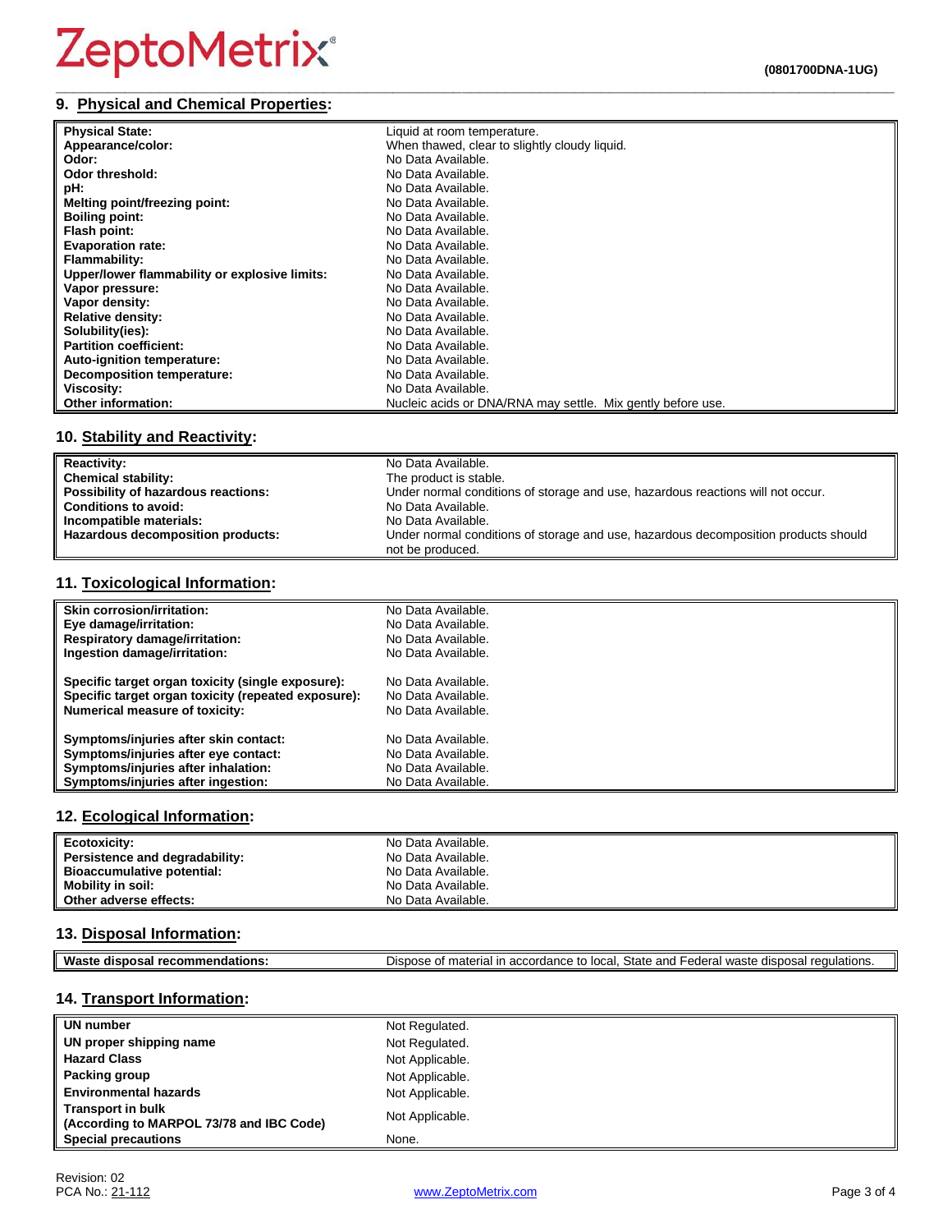## 9. Physical and Chemical Properties:

| | |
|---|---|
| **Physical State:** | Liquid at room temperature. |
| **Appearance/color:** | When thawed, clear to slightly cloudy liquid. |
| **Odor:** | No Data Available. |
| **Odor threshold:** | No Data Available. |
| **pH:** | No Data Available. |
| **Melting point/freezing point:** | No Data Available. |
| **Boiling point:** | No Data Available. |
| **Flash point:** | No Data Available. |
| **Evaporation rate:** | No Data Available. |
| **Flammability:** | No Data Available. |
| **Upper/lower flammability or explosive limits:** | No Data Available. |
| **Vapor pressure:** | No Data Available. |
| **Vapor density:** | No Data Available. |
| **Relative density:** | No Data Available. |
| **Solubility(ies):** | No Data Available. |
| **Partition coefficient:** | No Data Available. |
| **Auto-ignition temperature:** | No Data Available. |
| **Decomposition temperature:** | No Data Available. |
| **Viscosity:** | No Data Available. |
| **Other information:** | Nucleic acids or DNA/RNA may settle. Mix gently before use. |

## 10. Stability and Reactivity:

| | |
|---|---|
| **Reactivity:** | No Data Available. |
| **Chemical stability:** | The product is stable. |
| **Possibility of hazardous reactions:** | Under normal conditions of storage and use, hazardous reactions will not occur. |
| **Conditions to avoid:** | No Data Available. |
| **Incompatible materials:** | No Data Available. |
| **Hazardous decomposition products:** | Under normal conditions of storage and use, hazardous decomposition products should not be produced. |

## 11. Toxicological Information:

| | |
|---|---|
| **Skin corrosion/irritation:** | No Data Available. |
| **Eye damage/irritation:** | No Data Available. |
| **Respiratory damage/irritation:** | No Data Available. |
| **Ingestion damage/irritation:** | No Data Available. |
| **Specific target organ toxicity (single exposure):** | No Data Available. |
| **Specific target organ toxicity (repeated exposure):** | No Data Available. |
| **Numerical measure of toxicity:** | No Data Available. |
| **Symptoms/injuries after skin contact:** | No Data Available. |
| **Symptoms/injuries after eye contact:** | No Data Available. |
| **Symptoms/injuries after inhalation:** | No Data Available. |
| **Symptoms/injuries after ingestion:** | No Data Available. |

## 12. Ecological Information:

| | |
|---|---|
| **Ecotoxicity:** | No Data Available. |
| **Persistence and degradability:** | No Data Available. |
| **Bioaccumulative potential:** | No Data Available. |
| **Mobility in soil:** | No Data Available. |
| **Other adverse effects:** | No Data Available. |

## 13. Disposal Information:

| | |
|---|---|
| **Waste disposal recommendations:** | Dispose of material in accordance to local, State and Federal waste disposal regulations. |

## 14. Transport Information:

| | |
|---|---|
| **UN number** | Not Regulated. |
| **UN proper shipping name** | Not Regulated. |
| **Hazard Class** | Not Applicable. |
| **Packing group** | Not Applicable. |
| **Environmental hazards** | Not Applicable. |
| **Transport in bulk (According to MARPOL 73/78 and IBC Code)** | Not Applicable. |
| **Special precautions** | None. |

Revision: 02
PCA No.: 21-112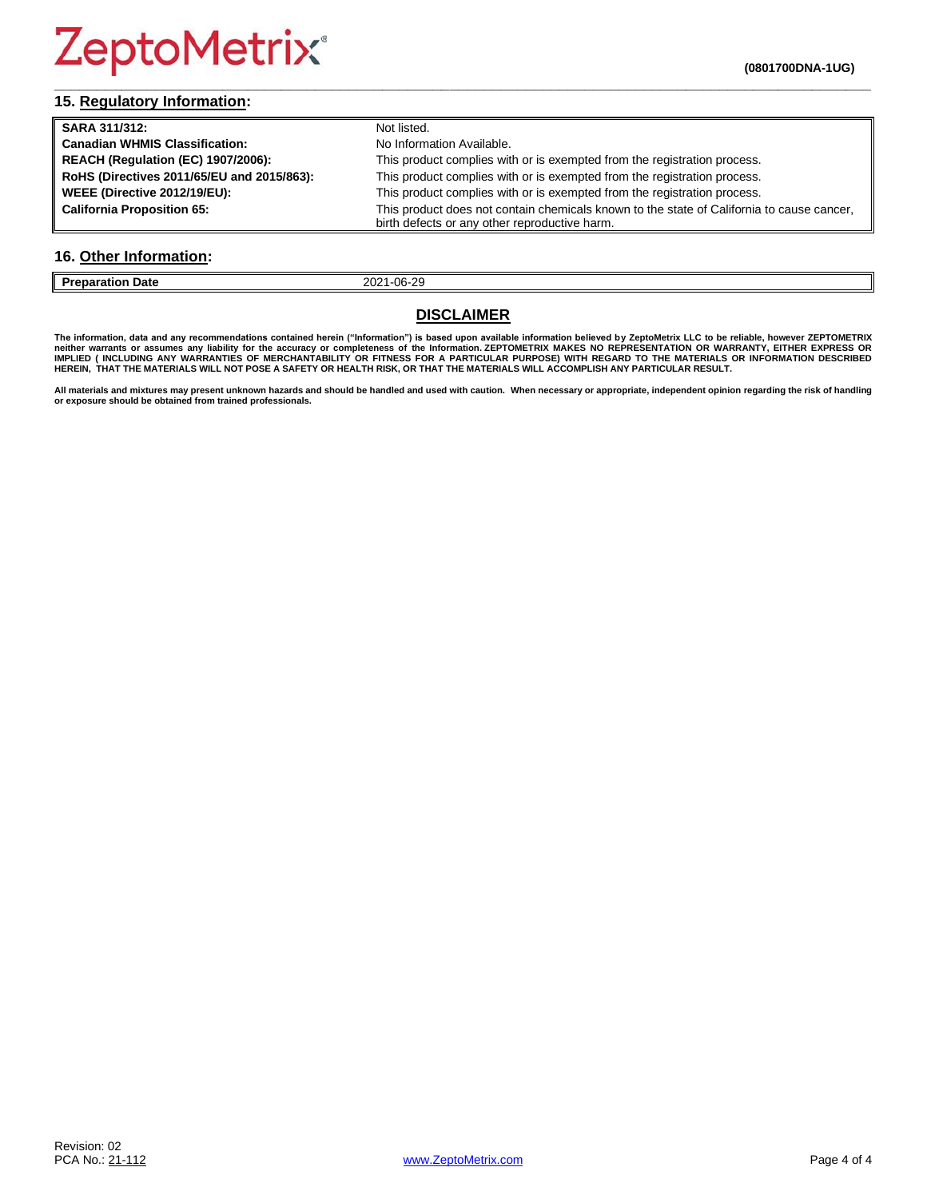## 15. Regulatory Information:

| | |
|---|---|
| **SARA 311/312:** | Not listed. |
| **Canadian WHMIS Classification:** | No Information Available. |
| **REACH (Regulation (EC) 1907/2006):** | This product complies with or is exempted from the registration process. |
| **RoHS (Directives 2011/65/EU and 2015/863):** | This product complies with or is exempted from the registration process. |
| **WEEE (Directive 2012/19/EU):** | This product complies with or is exempted from the registration process. |
| **California Proposition 65:** | This product does not contain chemicals known to the state of California to cause cancer, birth defects or any other reproductive harm. |

## 16. Other Information:

| | |
|---|---|
| **Preparation Date** | 2021-06-29 |

## DISCLAIMER

**The information, data and any recommendations contained herein ("Information") is based upon available information believed by ZeptoMetrix LLC to be reliable, however ZEPTOMETRIX neither warrants or assumes any liability for the accuracy or completeness of the Information. ZEPTOMETRIX MAKES NO REPRESENTATION OR WARRANTY, EITHER EXPRESS OR IMPLIED ( INCLUDING ANY WARRANTIES OF MERCHANTABILITY OR FITNESS FOR A PARTICULAR PURPOSE) WITH REGARD TO THE MATERIALS OR INFORMATION DESCRIBED HEREIN, THAT THE MATERIALS WILL NOT POSE A SAFETY OR HEALTH RISK, OR THAT THE MATERIALS WILL ACCOMPLISH ANY PARTICULAR RESULT.**

**All materials and mixtures may present unknown hazards and should be handled and used with caution. When necessary or appropriate, independent opinion regarding the risk of handling or exposure should be obtained from trained professionals.**

Revision: 02
PCA No.: 21-112